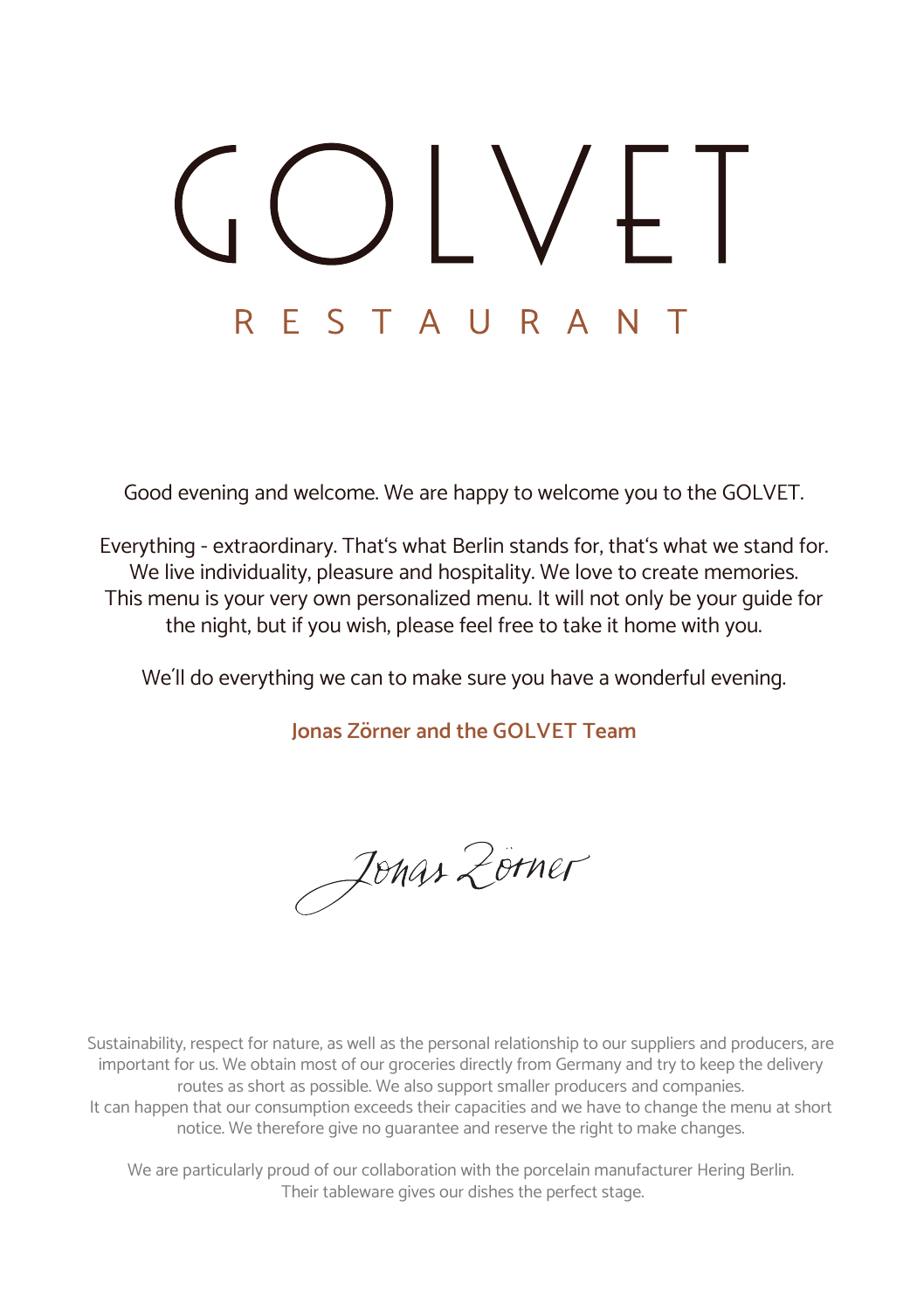# GOLVET

## RESTAURANT

Good evening and welcome. We are happy to welcome you to the GOLVET.

Everything - extraordinary. That‘s what Berlin stands for, that‘s what we stand for. We live individuality, pleasure and hospitality. We love to create memories. This menu is your very own personalized menu. It will not only be your guide for the night, but if you wish, please feel free to take it home with you.

We´ll do everything we can to make sure you have a wonderful evening.

**Jonas Zörner and the GOLVET Team**

Jonas Zörner

Sustainability, respect for nature, as well as the personal relationship to our suppliers and producers, are important for us. We obtain most of our groceries directly from Germany and try to keep the delivery routes as short as possible. We also support smaller producers and companies.
It can happen that our consumption exceeds their capacities and we have to change the menu at short notice. We therefore give no guarantee and reserve the right to make changes.

We are particularly proud of our collaboration with the porcelain manufacturer Hering Berlin. Their tableware gives our dishes the perfect stage.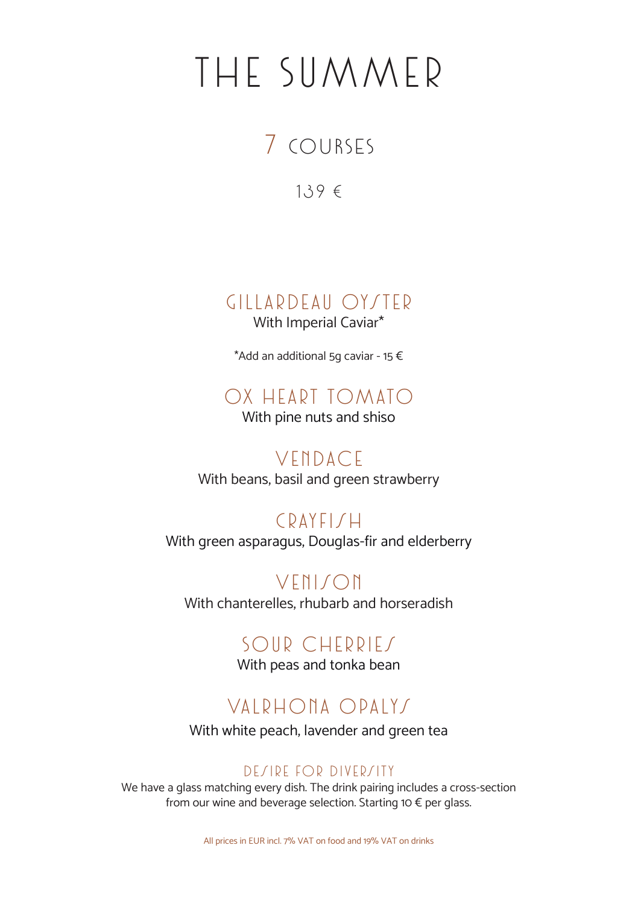# THE SUMMER

## 7 COURSES

139 €

### GILLARDEAU OYSTER
With Imperial Caviar*

*Add an additional 5g caviar - 15 €

### OX HEART TOMATO
With pine nuts and shiso

### VENDACE
With beans, basil and green strawberry

### CRAYFISH
With green asparagus, Douglas-fir and elderberry

### VENISON
With chanterelles, rhubarb and horseradish

### SOUR CHERRIES
With peas and tonka bean

### VALRHONA OPALYS
With white peach, lavender and green tea

#### DESIRE FOR DIVERSITY
We have a glass matching every dish. The drink pairing includes a cross-section from our wine and beverage selection. Starting 10 € per glass.

All prices in EUR incl. 7% VAT on food and 19% VAT on drinks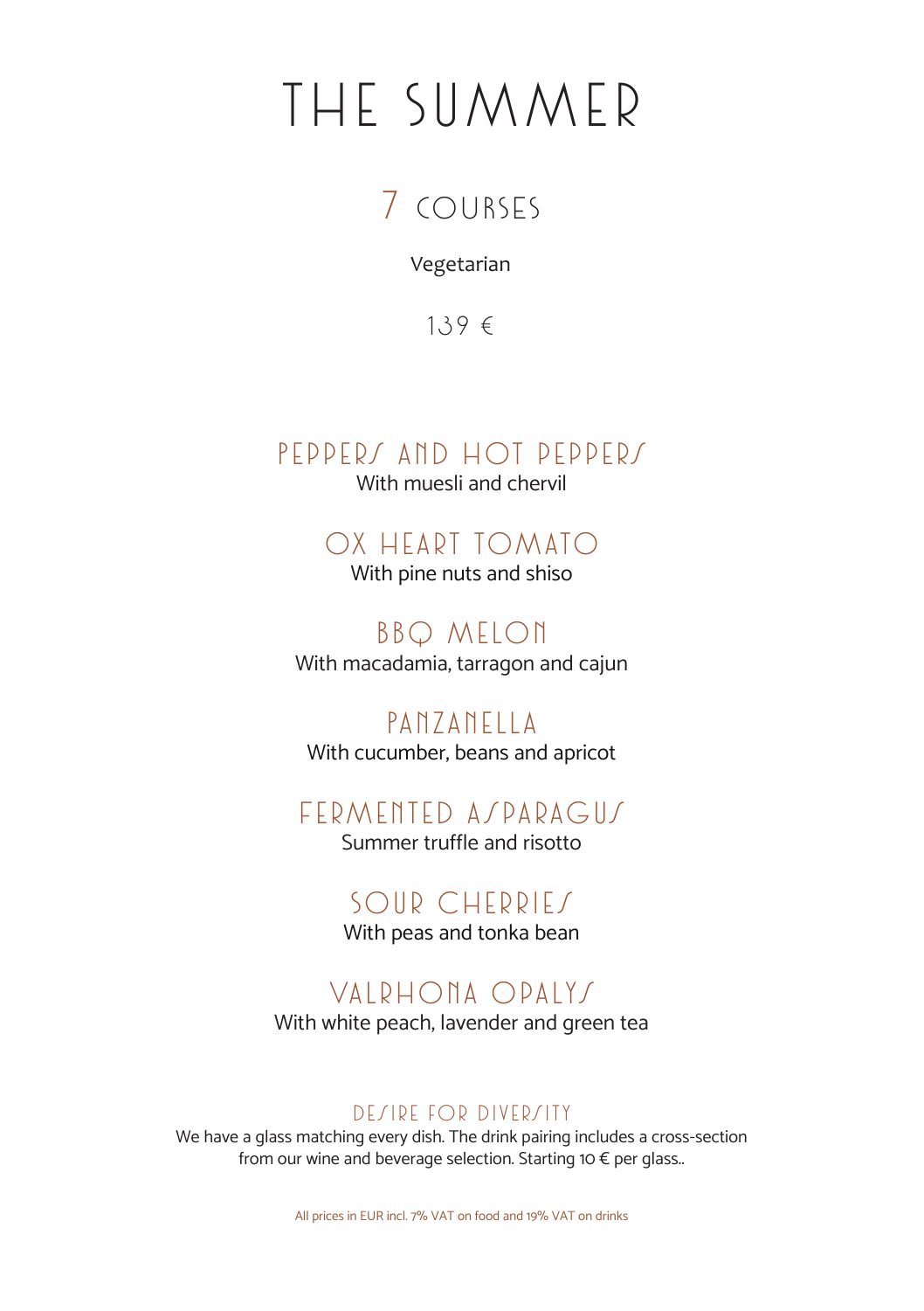# THE SUMMER

## 7 COURSES

Vegetarian

139 €

### PEPPERS AND HOT PEPPERS
With muesli and chervil

### OX HEART TOMATO
With pine nuts and shiso

### BBQ MELON
With macadamia, tarragon and cajun

### PANZANELLA
With cucumber, beans and apricot

### FERMENTED ASPARAGUS
Summer truffle and risotto

### SOUR CHERRIES
With peas and tonka bean

### VALRHONA OPALYS
With white peach, lavender and green tea

### DESIRE FOR DIVERSITY
We have a glass matching every dish. The drink pairing includes a cross-section from our wine and beverage selection. Starting 10 € per glass..

All prices in EUR incl. 7% VAT on food and 19% VAT on drinks